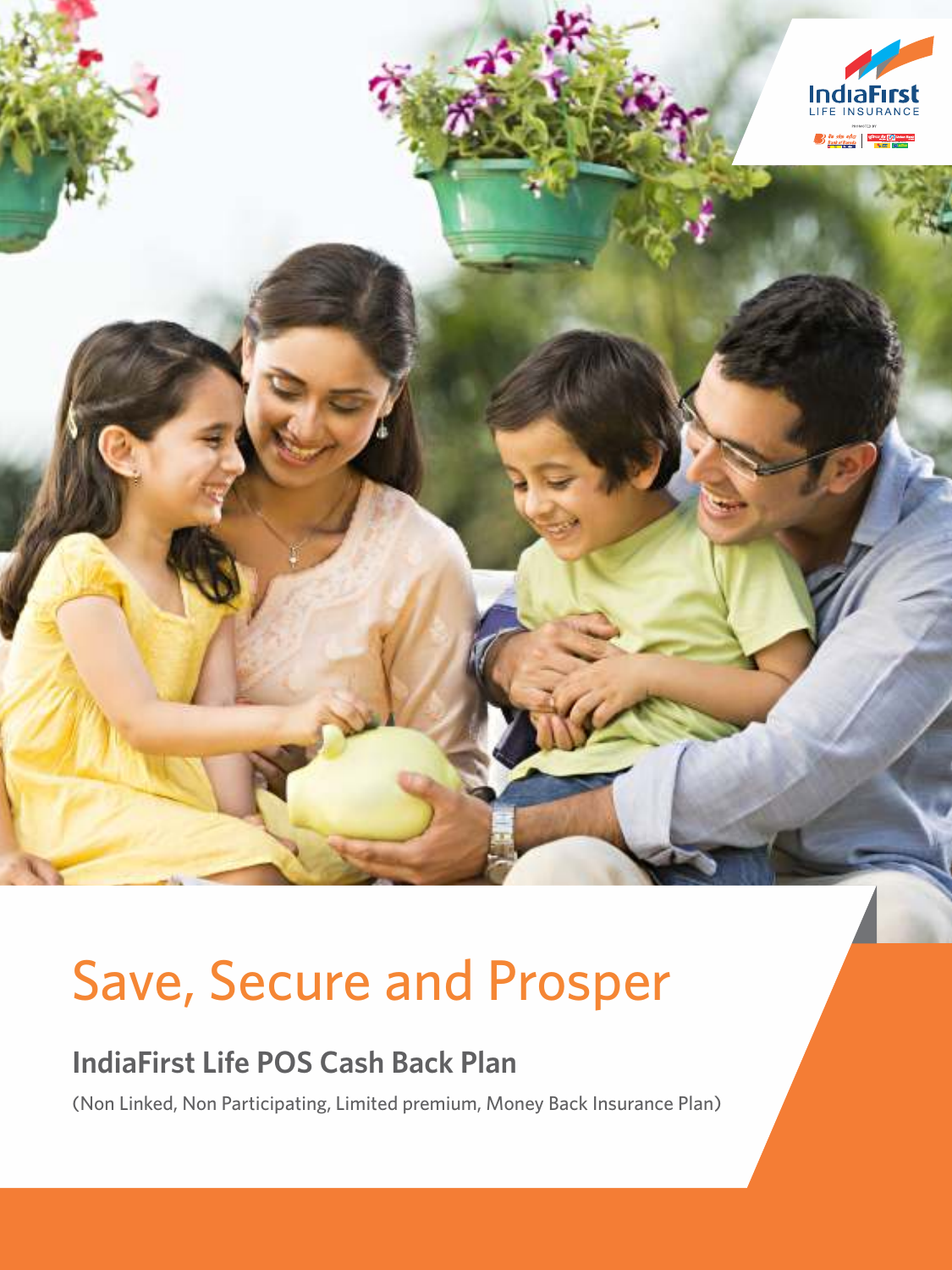# Save, Secure and Prosper

## IndiaFirst Life POS Cash Back Plan

(Non Linked, Non Participating, Limited premium, Money Back Insurance Plan)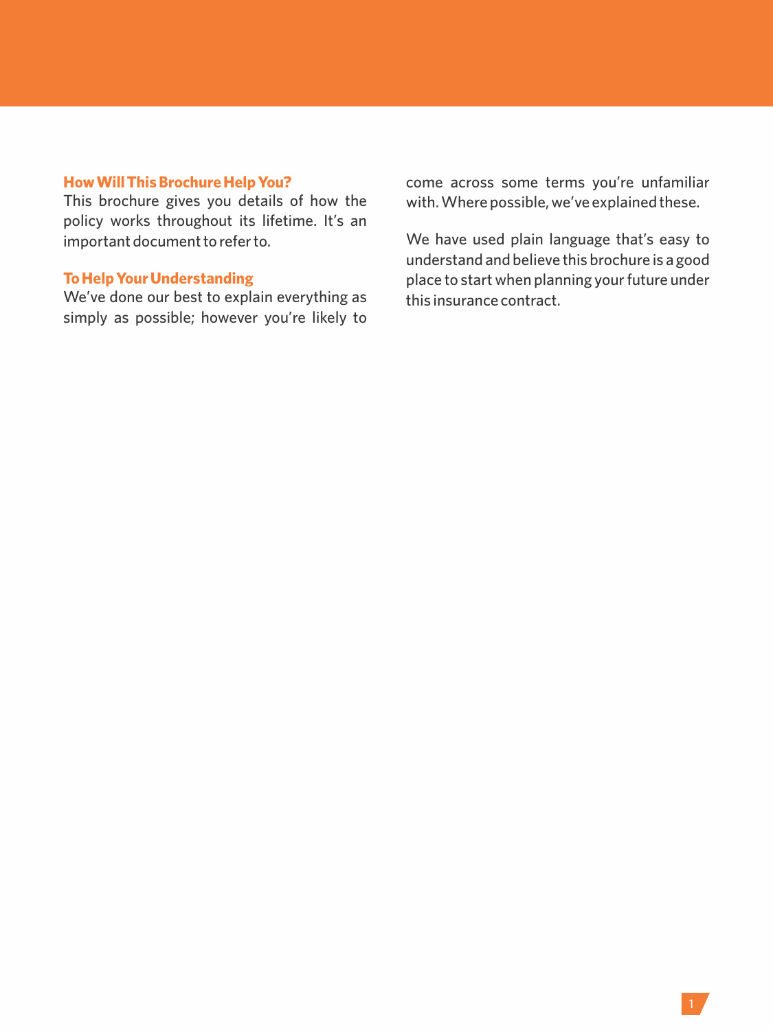### How Will This Brochure Help You?

This brochure gives you details of how the policy works throughout its lifetime. It's an important document to refer to.

### To Help Your Understanding

We've done our best to explain everything as simply as possible; however you're likely to come across some terms you're unfamiliar with. Where possible, we've explained these.

We have used plain language that's easy to understand and believe this brochure is a good place to start when planning your future under this insurance contract.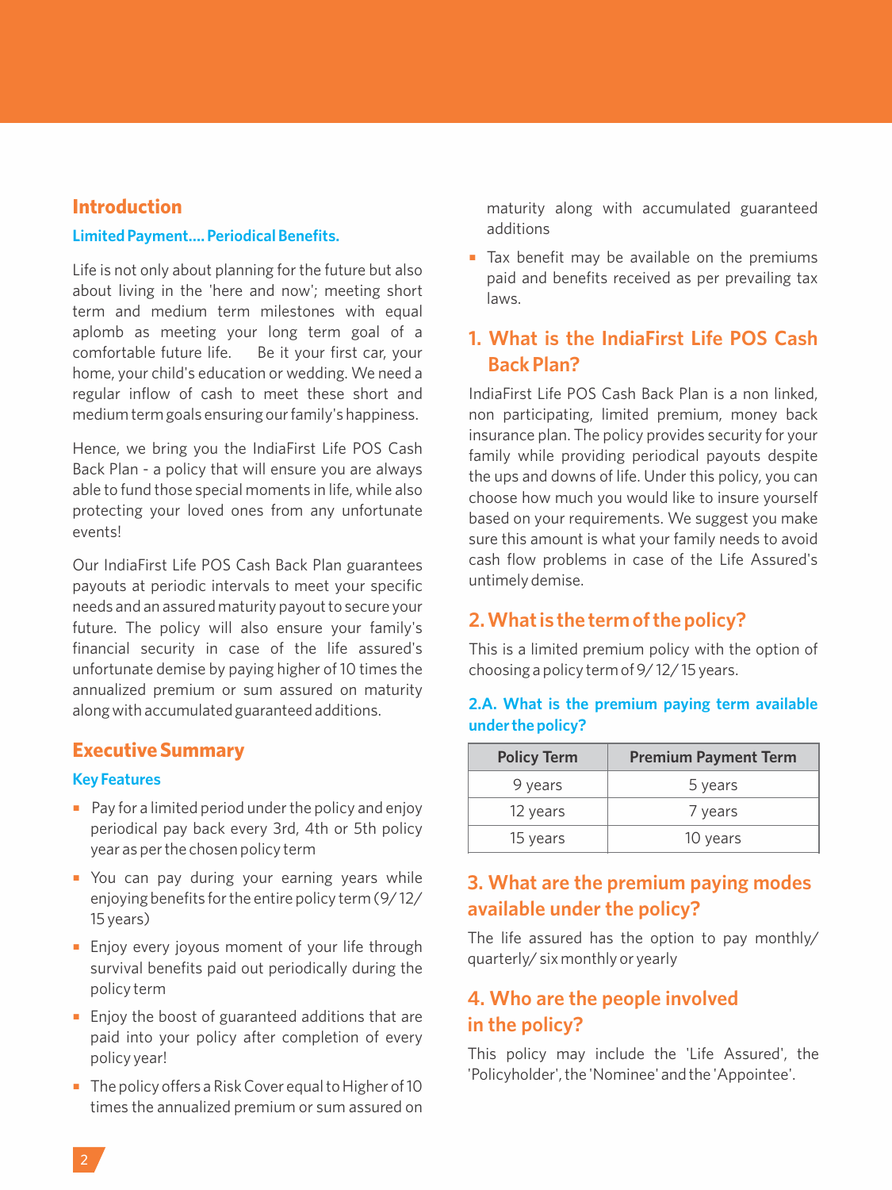## Introduction

### Limited Payment.... Periodical Benefits.

Life is not only about planning for the future but also about living in the 'here and now'; meeting short term and medium term milestones with equal aplomb as meeting your long term goal of a comfortable future life. Be it your first car, your home, your child's education or wedding. We need a regular inflow of cash to meet these short and medium term goals ensuring our family's happiness.

Hence, we bring you the IndiaFirst Life POS Cash Back Plan - a policy that will ensure you are always able to fund those special moments in life, while also protecting your loved ones from any unfortunate events!

Our IndiaFirst Life POS Cash Back Plan guarantees payouts at periodic intervals to meet your specific needs and an assured maturity payout to secure your future. The policy will also ensure your family's financial security in case of the life assured's unfortunate demise by paying higher of 10 times the annualized premium or sum assured on maturity along with accumulated guaranteed additions.

## Executive Summary

### Key Features

- Pay for a limited period under the policy and enjoy periodical pay back every 3rd, 4th or 5th policy year as per the chosen policy term
- You can pay during your earning years while enjoying benefits for the entire policy term (9/ 12/ 15 years)
- Enjoy every joyous moment of your life through survival benefits paid out periodically during the policy term
- Enjoy the boost of guaranteed additions that are paid into your policy after completion of every policy year!
- The policy offers a Risk Cover equal to Higher of 10 times the annualized premium or sum assured on maturity along with accumulated guaranteed additions
- Tax benefit may be available on the premiums paid and benefits received as per prevailing tax laws.

## 1. What is the IndiaFirst Life POS Cash Back Plan?

IndiaFirst Life POS Cash Back Plan is a non linked, non participating, limited premium, money back insurance plan. The policy provides security for your family while providing periodical payouts despite the ups and downs of life. Under this policy, you can choose how much you would like to insure yourself based on your requirements. We suggest you make sure this amount is what your family needs to avoid cash flow problems in case of the Life Assured's untimely demise.

## 2. What is the term of the policy?

This is a limited premium policy with the option of choosing a policy term of 9/ 12/ 15 years.

### 2.A. What is the premium paying term available under the policy?

| Policy Term | Premium Payment Term |
|---|---|
| 9 years | 5 years |
| 12 years | 7 years |
| 15 years | 10 years |

## 3. What are the premium paying modes available under the policy?

The life assured has the option to pay monthly/ quarterly/ six monthly or yearly

## 4. Who are the people involved in the policy?

This policy may include the 'Life Assured', the 'Policyholder', the 'Nominee' and the 'Appointee'.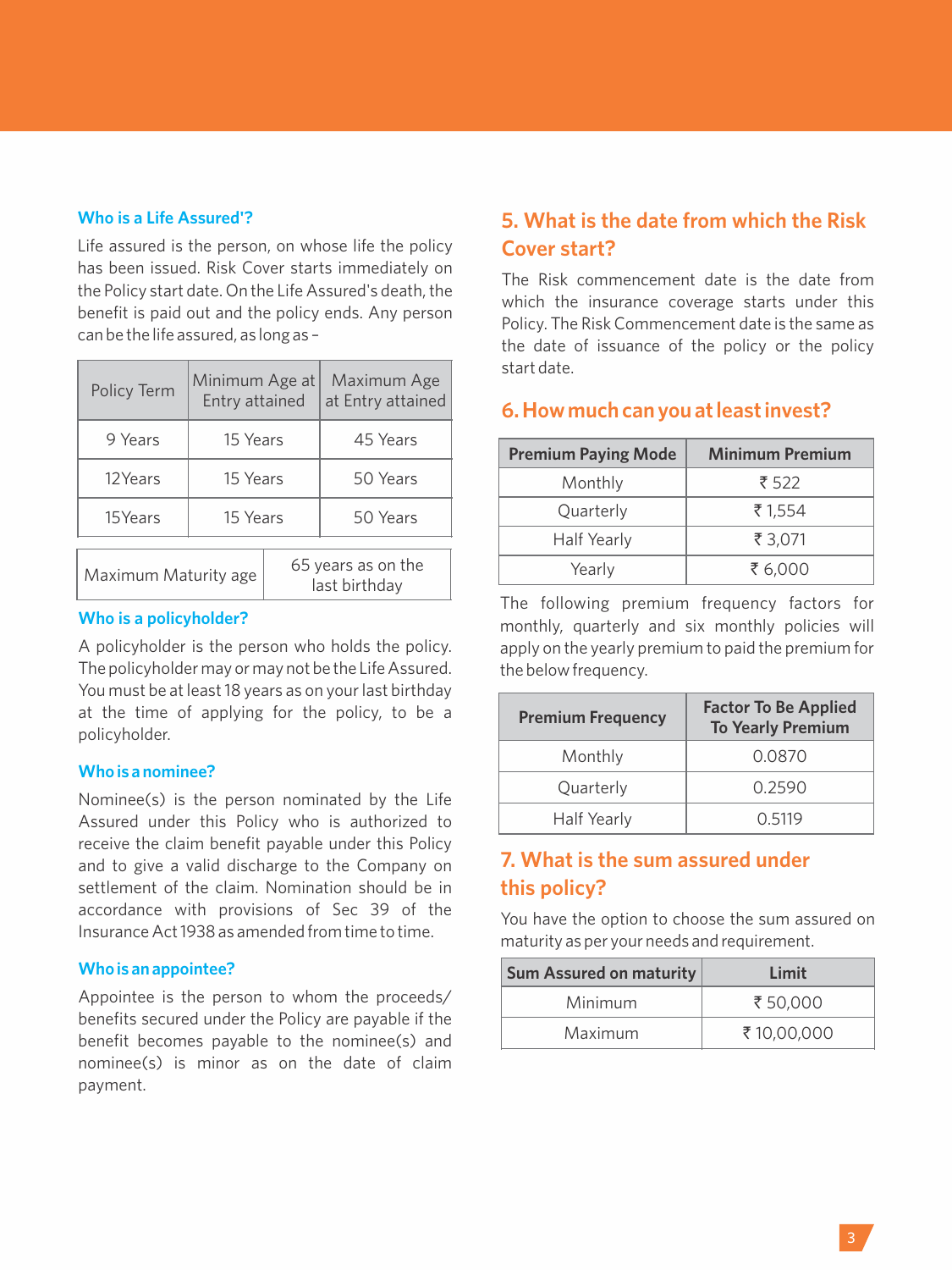### Who is a Life Assured'?

Life assured is the person, on whose life the policy has been issued. Risk Cover starts immediately on the Policy start date. On the Life Assured's death, the benefit is paid out and the policy ends. Any person can be the life assured, as long as –

| Policy Term | Minimum Age at Entry attained | Maximum Age at Entry attained |
|---|---|---|
| 9 Years | 15 Years | 45 Years |
| 12Years | 15 Years | 50 Years |
| 15Years | 15 Years | 50 Years |

| Maximum Maturity age | 65 years as on the last birthday |
|---|---|

### Who is a policyholder?

A policyholder is the person who holds the policy. The policyholder may or may not be the Life Assured. You must be at least 18 years as on your last birthday at the time of applying for the policy, to be a policyholder.

### Who is a nominee?

Nominee(s) is the person nominated by the Life Assured under this Policy who is authorized to receive the claim benefit payable under this Policy and to give a valid discharge to the Company on settlement of the claim. Nomination should be in accordance with provisions of Sec 39 of the Insurance Act 1938 as amended from time to time.

### Who is an appointee?

Appointee is the person to whom the proceeds/ benefits secured under the Policy are payable if the benefit becomes payable to the nominee(s) and nominee(s) is minor as on the date of claim payment.

## 5. What is the date from which the Risk Cover start?

The Risk commencement date is the date from which the insurance coverage starts under this Policy. The Risk Commencement date is the same as the date of issuance of the policy or the policy start date.

## 6. How much can you at least invest?

| Premium Paying Mode | Minimum Premium |
|---|---|
| Monthly | ₹ 522 |
| Quarterly | ₹ 1,554 |
| Half Yearly | ₹ 3,071 |
| Yearly | ₹ 6,000 |

The following premium frequency factors for monthly, quarterly and six monthly policies will apply on the yearly premium to paid the premium for the below frequency.

| Premium Frequency | Factor To Be Applied To Yearly Premium |
|---|---|
| Monthly | 0.0870 |
| Quarterly | 0.2590 |
| Half Yearly | 0.5119 |

## 7. What is the sum assured under this policy?

You have the option to choose the sum assured on maturity as per your needs and requirement.

| Sum Assured on maturity | Limit |
|---|---|
| Minimum | ₹ 50,000 |
| Maximum | ₹ 10,00,000 |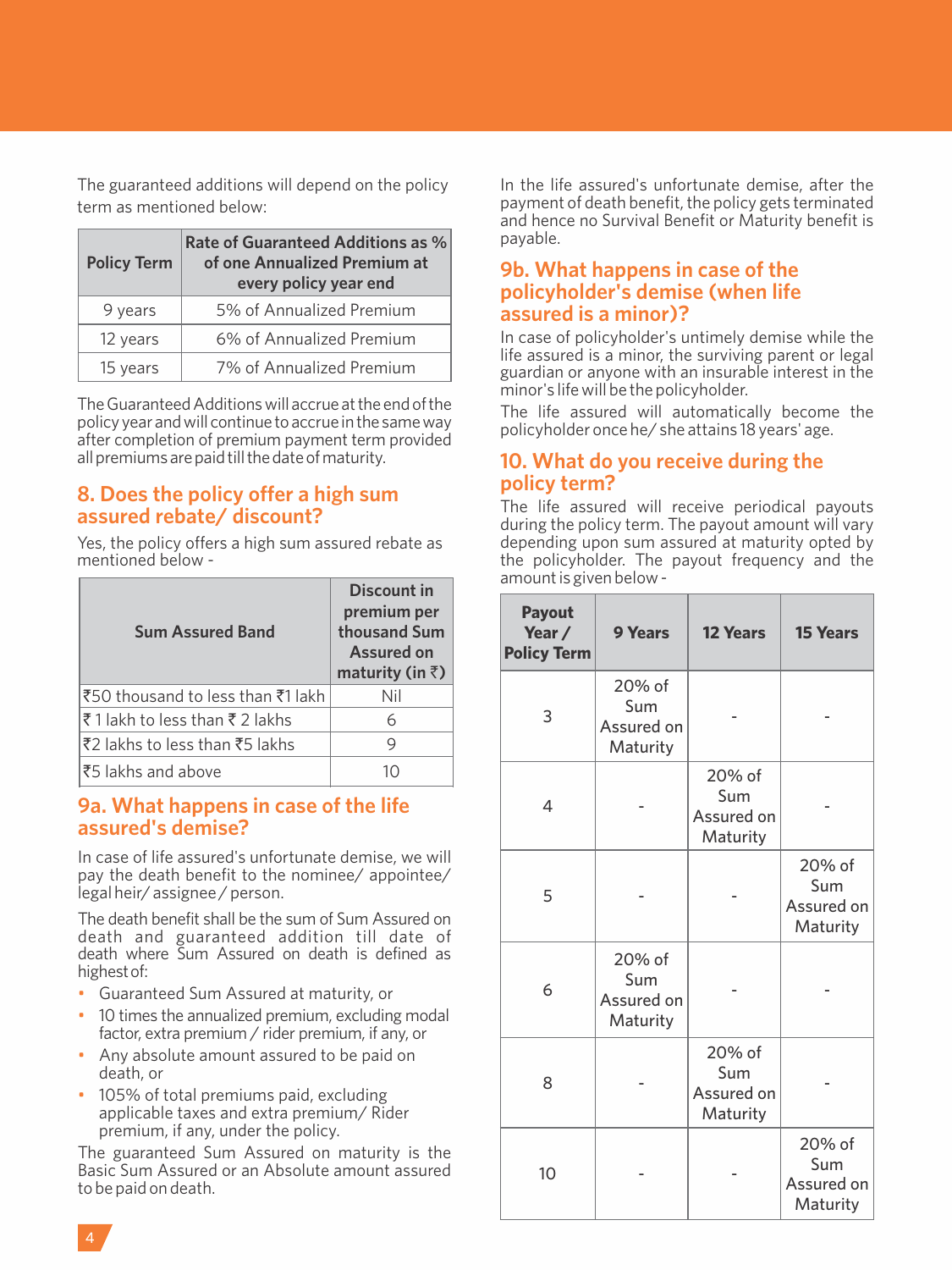The guaranteed additions will depend on the policy term as mentioned below:

| Policy Term | Rate of Guaranteed Additions as % of one Annualized Premium at every policy year end |
|---|---|
| 9 years | 5% of Annualized Premium |
| 12 years | 6% of Annualized Premium |
| 15 years | 7% of Annualized Premium |

The Guaranteed Additions will accrue at the end of the policy year and will continue to accrue in the same way after completion of premium payment term provided all premiums are paid till the date of maturity.

## 8. Does the policy offer a high sum assured rebate/ discount?

Yes, the policy offers a high sum assured rebate as mentioned below -

| Sum Assured Band | Discount in premium per thousand Sum Assured on maturity (in ₹) |
|---|---|
| ₹50 thousand to less than ₹1 lakh | Nil |
| ₹ 1 lakh to less than ₹ 2 lakhs | 6 |
| ₹2 lakhs to less than ₹5 lakhs | 9 |
| ₹5 lakhs and above | 10 |

## 9a. What happens in case of the life assured's demise?

In case of life assured's unfortunate demise, we will pay the death benefit to the nominee/ appointee/ legal heir/ assignee / person.

The death benefit shall be the sum of Sum Assured on death and guaranteed addition till date of death where Sum Assured on death is defined as highest of:

- Guaranteed Sum Assured at maturity, or
- 10 times the annualized premium, excluding modal factor, extra premium / rider premium, if any, or
- Any absolute amount assured to be paid on death, or
- 105% of total premiums paid, excluding applicable taxes and extra premium/ Rider premium, if any, under the policy.

The guaranteed Sum Assured on maturity is the Basic Sum Assured or an Absolute amount assured to be paid on death.

In the life assured's unfortunate demise, after the payment of death benefit, the policy gets terminated and hence no Survival Benefit or Maturity benefit is payable.

## 9b. What happens in case of the policyholder's demise (when life assured is a minor)?

In case of policyholder's untimely demise while the life assured is a minor, the surviving parent or legal guardian or anyone with an insurable interest in the minor's life will be the policyholder.

The life assured will automatically become the policyholder once he/ she attains 18 years' age.

## 10. What do you receive during the policy term?

The life assured will receive periodical payouts during the policy term. The payout amount will vary depending upon sum assured at maturity opted by the policyholder. The payout frequency and the amount is given below -

| Payout Year / Policy Term | 9 Years | 12 Years | 15 Years |
|---|---|---|---|
| 3 | 20% of Sum Assured on Maturity | - | - |
| 4 | - | 20% of Sum Assured on Maturity | - |
| 5 | - | - | 20% of Sum Assured on Maturity |
| 6 | 20% of Sum Assured on Maturity | - | - |
| 8 | - | 20% of Sum Assured on Maturity | - |
| 10 | - | - | 20% of Sum Assured on Maturity |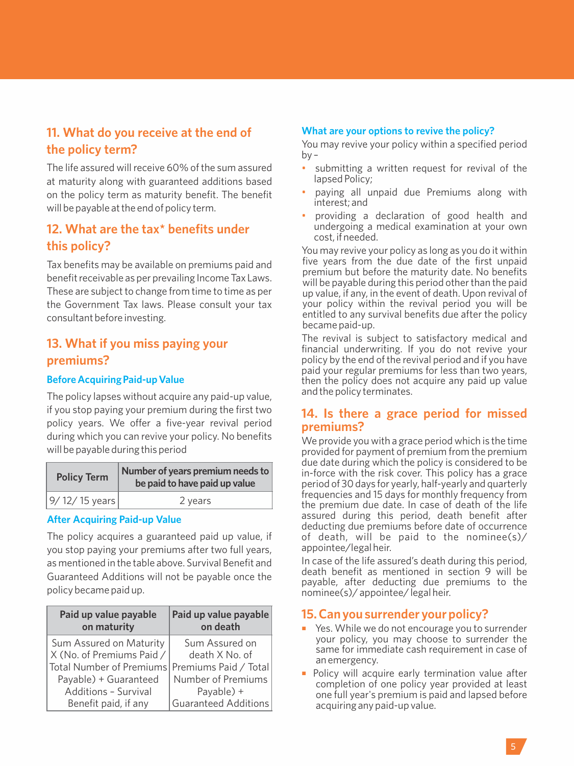## 11. What do you receive at the end of the policy term?

The life assured will receive 60% of the sum assured at maturity along with guaranteed additions based on the policy term as maturity benefit. The benefit will be payable at the end of policy term.

## 12. What are the tax* benefits under this policy?

Tax benefits may be available on premiums paid and benefit receivable as per prevailing Income Tax Laws. These are subject to change from time to time as per the Government Tax laws. Please consult your tax consultant before investing.

## 13. What if you miss paying your premiums?

### Before Acquiring Paid-up Value

The policy lapses without acquire any paid-up value, if you stop paying your premium during the first two policy years. We offer a five-year revival period during which you can revive your policy. No benefits will be payable during this period

| Policy Term | Number of years premium needs to be paid to have paid up value |
|---|---|
| 9/ 12/ 15 years | 2 years |

### After Acquiring Paid-up Value

The policy acquires a guaranteed paid up value, if you stop paying your premiums after two full years, as mentioned in the table above. Survival Benefit and Guaranteed Additions will not be payable once the policy became paid up.

| Paid up value payable on maturity | Paid up value payable on death |
|---|---|
| Sum Assured on Maturity X (No. of Premiums Paid / Total Number of Premiums Payable) + Guaranteed Additions - Survival Benefit paid, if any | Sum Assured on death X No. of Premiums Paid / Total Number of Premiums Payable) + Guaranteed Additions |

### What are your options to revive the policy?

You may revive your policy within a specified period by –

- submitting a written request for revival of the lapsed Policy;
- paying all unpaid due Premiums along with interest; and
- providing a declaration of good health and undergoing a medical examination at your own cost, if needed.

You may revive your policy as long as you do it within five years from the due date of the first unpaid premium but before the maturity date. No benefits will be payable during this period other than the paid up value, if any, in the event of death. Upon revival of your policy within the revival period you will be entitled to any survival benefits due after the policy became paid-up.

The revival is subject to satisfactory medical and financial underwriting. If you do not revive your policy by the end of the revival period and if you have paid your regular premiums for less than two years, then the policy does not acquire any paid up value and the policy terminates.

## 14. Is there a grace period for missed premiums?

We provide you with a grace period which is the time provided for payment of premium from the premium due date during which the policy is considered to be in-force with the risk cover. This policy has a grace period of 30 days for yearly, half-yearly and quarterly frequencies and 15 days for monthly frequency from the premium due date. In case of death of the life assured during this period, death benefit after deducting due premiums before date of occurrence of death, will be paid to the nominee(s)/ appointee/legal heir.

In case of the life assured's death during this period, death benefit as mentioned in section 9 will be payable, after deducting due premiums to the nominee(s)/ appointee/ legal heir.

## 15. Can you surrender your policy?

- Yes. While we do not encourage you to surrender your policy, you may choose to surrender the same for immediate cash requirement in case of an emergency.
- Policy will acquire early termination value after completion of one policy year provided at least one full year's premium is paid and lapsed before acquiring any paid-up value.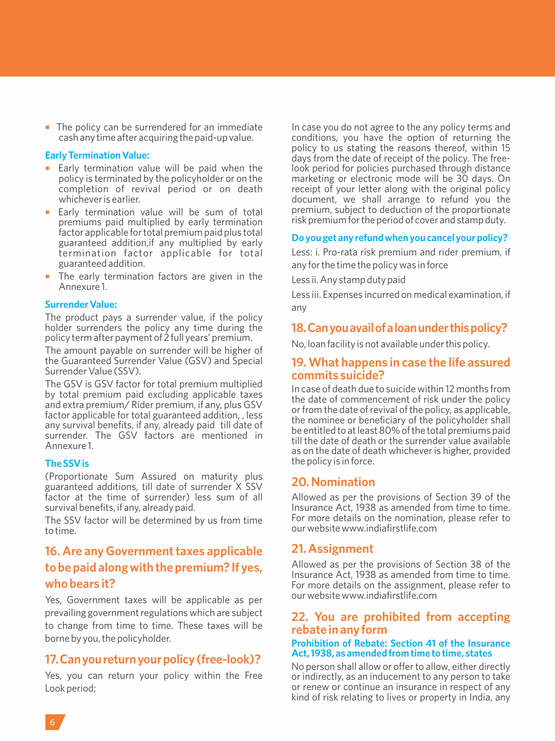- The policy can be surrendered for an immediate cash any time after acquiring the paid-up value.

**Early Termination Value:**

- Early termination value will be paid when the policy is terminated by the policyholder or on the completion of revival period or on death whichever is earlier.
- Early termination value will be sum of total premiums paid multiplied by early termination factor applicable for total premium paid plus total guaranteed addition,if any multiplied by early termination factor applicable for total guaranteed addition.
- The early termination factors are given in the Annexure 1.

**Surrender Value:**

The product pays a surrender value, if the policy holder surrenders the policy any time during the policy term after payment of 2 full years' premium.

The amount payable on surrender will be higher of the Guaranteed Surrender Value (GSV) and Special Surrender Value (SSV).

The GSV is GSV factor for total premium multiplied by total premium paid excluding applicable taxes and extra premium/ Rider premium, if any, plus GSV factor applicable for total guaranteed addition, , less any survival benefits, if any, already paid till date of surrender. The GSV factors are mentioned in Annexure 1.

**The SSV is**

(Proportionate Sum Assured on maturity plus guaranteed additions, till date of surrender X SSV factor at the time of surrender) less sum of all survival benefits, if any, already paid.

The SSV factor will be determined by us from time to time.

## 16. Are any Government taxes applicable to be paid along with the premium? If yes, who bears it?

Yes, Government taxes will be applicable as per prevailing government regulations which are subject to change from time to time. These taxes will be borne by you, the policyholder.

## 17. Can you return your policy (free-look)?

Yes, you can return your policy within the Free Look period;

In case you do not agree to the any policy terms and conditions, you have the option of returning the policy to us stating the reasons thereof, within 15 days from the date of receipt of the policy. The free-look period for policies purchased through distance marketing or electronic mode will be 30 days. On receipt of your letter along with the original policy document, we shall arrange to refund you the premium, subject to deduction of the proportionate risk premium for the period of cover and stamp duty.

**Do you get any refund when you cancel your policy?**

Less: i. Pro-rata risk premium and rider premium, if any for the time the policy was in force

Less ii. Any stamp duty paid

Less iii. Expenses incurred on medical examination, if any

## 18. Can you avail of a loan under this policy?

No, loan facility is not available under this policy.

## 19. What happens in case the life assured commits suicide?

In case of death due to suicide within 12 months from the date of commencement of risk under the policy or from the date of revival of the policy, as applicable, the nominee or beneficiary of the policyholder shall be entitled to at least 80% of the total premiums paid till the date of death or the surrender value available as on the date of death whichever is higher, provided the policy is in force.

## 20. Nomination

Allowed as per the provisions of Section 39 of the Insurance Act, 1938 as amended from time to time. For more details on the nomination, please refer to our website www.indiafirstlife.com

## 21. Assignment

Allowed as per the provisions of Section 38 of the Insurance Act, 1938 as amended from time to time. For more details on the assignment, please refer to our website www.indiafirstlife.com

## 22. You are prohibited from accepting rebate in any form

**Prohibition of Rebate: Section 41 of the Insurance Act, 1938, as amended from time to time, states**

No person shall allow or offer to allow, either directly or indirectly, as an inducement to any person to take or renew or continue an insurance in respect of any kind of risk relating to lives or property in India, any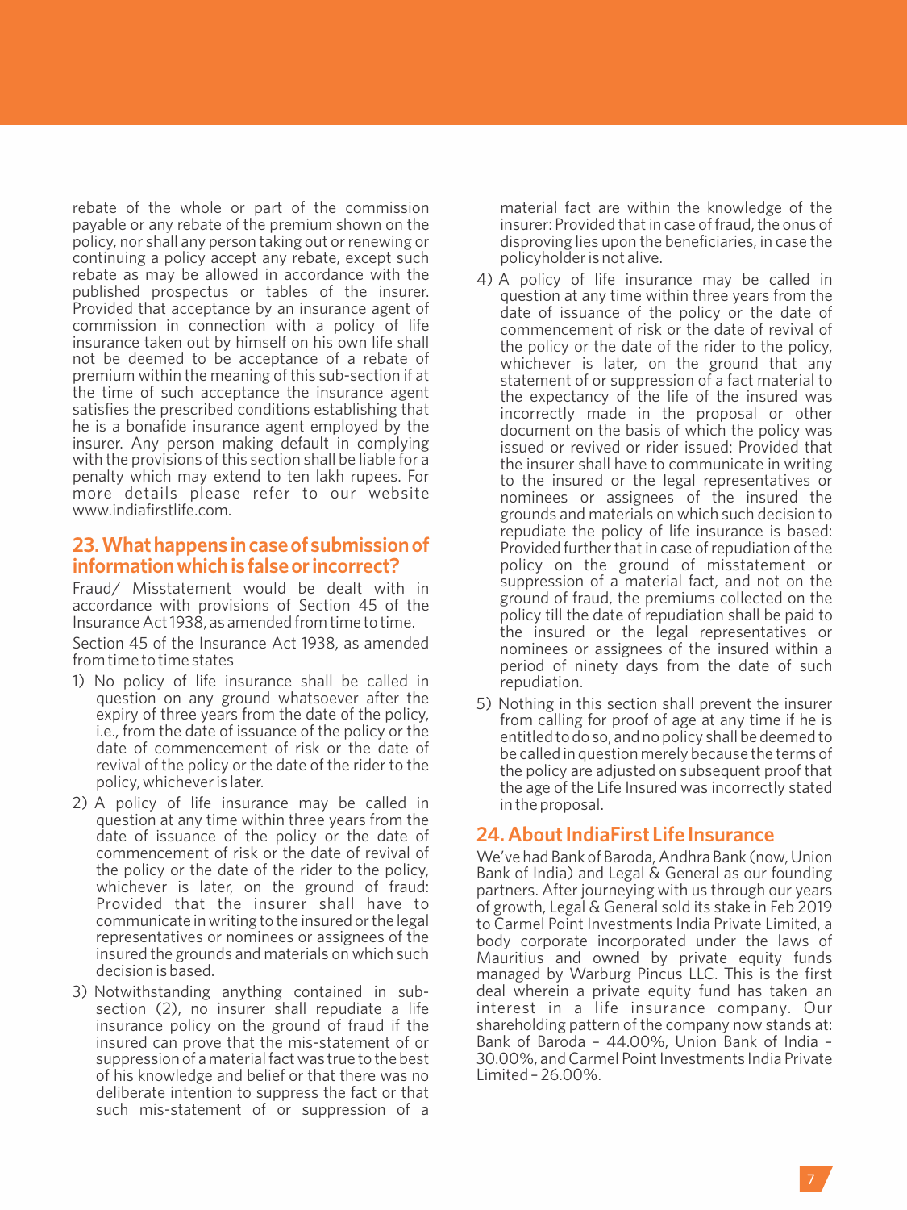rebate of the whole or part of the commission payable or any rebate of the premium shown on the policy, nor shall any person taking out or renewing or continuing a policy accept any rebate, except such rebate as may be allowed in accordance with the published prospectus or tables of the insurer. Provided that acceptance by an insurance agent of commission in connection with a policy of life insurance taken out by himself on his own life shall not be deemed to be acceptance of a rebate of premium within the meaning of this sub-section if at the time of such acceptance the insurance agent satisfies the prescribed conditions establishing that he is a bonafide insurance agent employed by the insurer. Any person making default in complying with the provisions of this section shall be liable for a penalty which may extend to ten lakh rupees. For more details please refer to our website www.indiafirstlife.com.

## 23. What happens in case of submission of information which is false or incorrect?

Fraud/ Misstatement would be dealt with in accordance with provisions of Section 45 of the Insurance Act 1938, as amended from time to time.

Section 45 of the Insurance Act 1938, as amended from time to time states

1) No policy of life insurance shall be called in question on any ground whatsoever after the expiry of three years from the date of the policy, i.e., from the date of issuance of the policy or the date of commencement of risk or the date of revival of the policy or the date of the rider to the policy, whichever is later.
2) A policy of life insurance may be called in question at any time within three years from the date of issuance of the policy or the date of commencement of risk or the date of revival of the policy or the date of the rider to the policy, whichever is later, on the ground of fraud: Provided that the insurer shall have to communicate in writing to the insured or the legal representatives or nominees or assignees of the insured the grounds and materials on which such decision is based.
3) Notwithstanding anything contained in sub-section (2), no insurer shall repudiate a life insurance policy on the ground of fraud if the insured can prove that the mis-statement of or suppression of a material fact was true to the best of his knowledge and belief or that there was no deliberate intention to suppress the fact or that such mis-statement of or suppression of a material fact are within the knowledge of the insurer: Provided that in case of fraud, the onus of disproving lies upon the beneficiaries, in case the policyholder is not alive.
4) A policy of life insurance may be called in question at any time within three years from the date of issuance of the policy or the date of commencement of risk or the date of revival of the policy or the date of the rider to the policy, whichever is later, on the ground that any statement of or suppression of a fact material to the expectancy of the life of the insured was incorrectly made in the proposal or other document on the basis of which the policy was issued or revived or rider issued: Provided that the insurer shall have to communicate in writing to the insured or the legal representatives or nominees or assignees of the insured the grounds and materials on which such decision to repudiate the policy of life insurance is based: Provided further that in case of repudiation of the policy on the ground of misstatement or suppression of a material fact, and not on the ground of fraud, the premiums collected on the policy till the date of repudiation shall be paid to the insured or the legal representatives or nominees or assignees of the insured within a period of ninety days from the date of such repudiation.
5) Nothing in this section shall prevent the insurer from calling for proof of age at any time if he is entitled to do so, and no policy shall be deemed to be called in question merely because the terms of the policy are adjusted on subsequent proof that the age of the Life Insured was incorrectly stated in the proposal.

## 24. About IndiaFirst Life Insurance

We've had Bank of Baroda, Andhra Bank (now, Union Bank of India) and Legal & General as our founding partners. After journeying with us through our years of growth, Legal & General sold its stake in Feb 2019 to Carmel Point Investments India Private Limited, a body corporate incorporated under the laws of Mauritius and owned by private equity funds managed by Warburg Pincus LLC. This is the first deal wherein a private equity fund has taken an interest in a life insurance company. Our shareholding pattern of the company now stands at: Bank of Baroda – 44.00%, Union Bank of India – 30.00%, and Carmel Point Investments India Private Limited – 26.00%.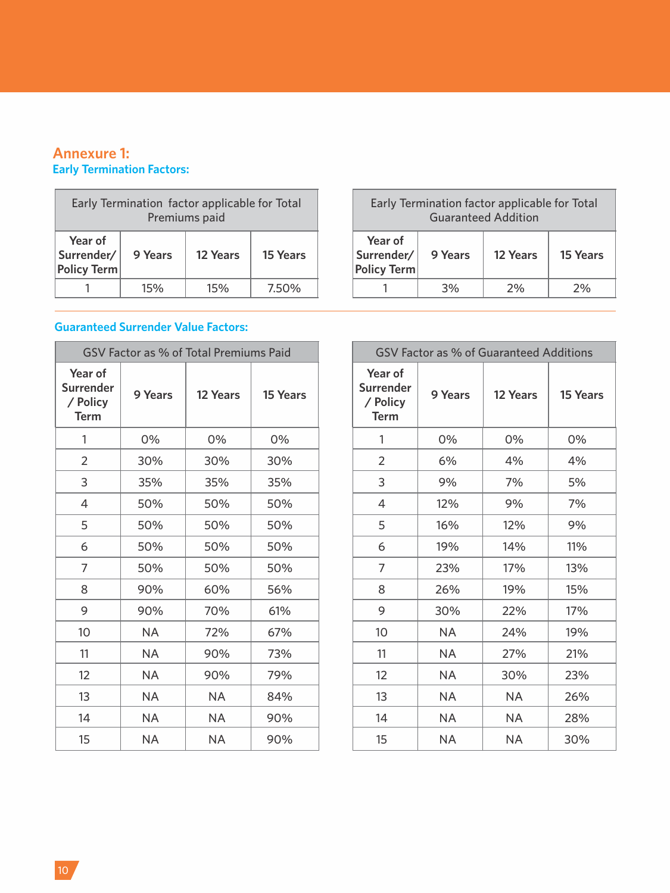## Annexure 1:

### Early Termination Factors:

| Early Termination factor applicable for Total Premiums paid | | | |
|---|---|---|---|
| Year of Surrender/ Policy Term | 9 Years | 12 Years | 15 Years |
| 1 | 15% | 15% | 7.50% |

| Early Termination factor applicable for Total Guaranteed Addition | | | |
|---|---|---|---|
| Year of Surrender/ Policy Term | 9 Years | 12 Years | 15 Years |
| 1 | 3% | 2% | 2% |

### Guaranteed Surrender Value Factors:

| GSV Factor as % of Total Premiums Paid | | | |
|---|---|---|---|
| Year of Surrender / Policy Term | 9 Years | 12 Years | 15 Years |
| 1 | 0% | 0% | 0% |
| 2 | 30% | 30% | 30% |
| 3 | 35% | 35% | 35% |
| 4 | 50% | 50% | 50% |
| 5 | 50% | 50% | 50% |
| 6 | 50% | 50% | 50% |
| 7 | 50% | 50% | 50% |
| 8 | 90% | 60% | 56% |
| 9 | 90% | 70% | 61% |
| 10 | NA | 72% | 67% |
| 11 | NA | 90% | 73% |
| 12 | NA | 90% | 79% |
| 13 | NA | NA | 84% |
| 14 | NA | NA | 90% |
| 15 | NA | NA | 90% |

| GSV Factor as % of Guaranteed Additions | | | |
|---|---|---|---|
| Year of Surrender / Policy Term | 9 Years | 12 Years | 15 Years |
| 1 | 0% | 0% | 0% |
| 2 | 6% | 4% | 4% |
| 3 | 9% | 7% | 5% |
| 4 | 12% | 9% | 7% |
| 5 | 16% | 12% | 9% |
| 6 | 19% | 14% | 11% |
| 7 | 23% | 17% | 13% |
| 8 | 26% | 19% | 15% |
| 9 | 30% | 22% | 17% |
| 10 | NA | 24% | 19% |
| 11 | NA | 27% | 21% |
| 12 | NA | 30% | 23% |
| 13 | NA | NA | 26% |
| 14 | NA | NA | 28% |
| 15 | NA | NA | 30% |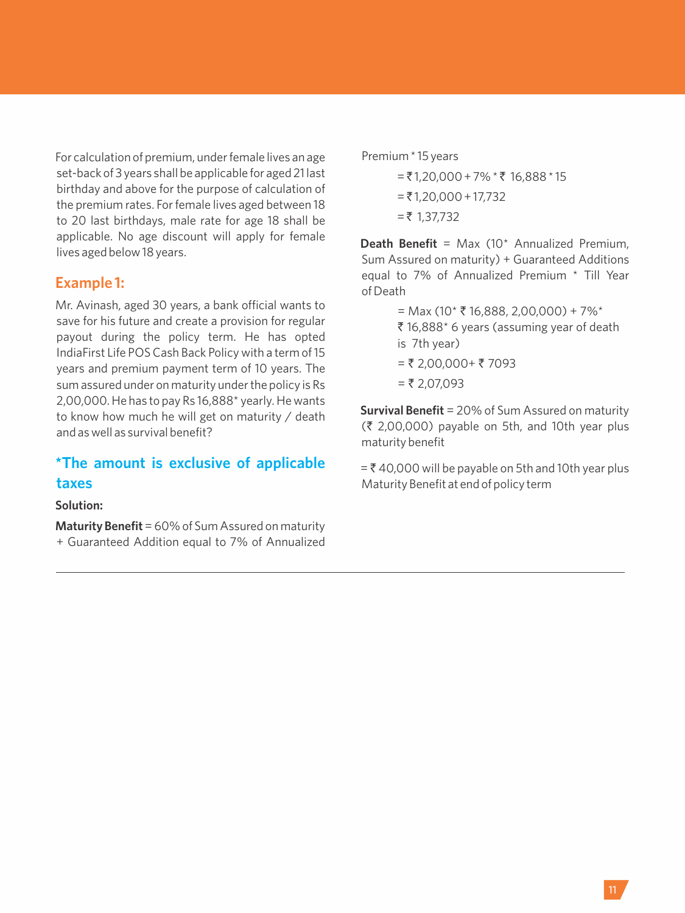For calculation of premium, under female lives an age set-back of 3 years shall be applicable for aged 21 last birthday and above for the purpose of calculation of the premium rates. For female lives aged between 18 to 20 last birthdays, male rate for age 18 shall be applicable. No age discount will apply for female lives aged below 18 years.

## Example 1:

Mr. Avinash, aged 30 years, a bank official wants to save for his future and create a provision for regular payout during the policy term. He has opted IndiaFirst Life POS Cash Back Policy with a term of 15 years and premium payment term of 10 years. The sum assured under on maturity under the policy is Rs 2,00,000. He has to pay Rs 16,888* yearly. He wants to know how much he will get on maturity / death and as well as survival benefit?

### *The amount is exclusive of applicable taxes

**Solution:**

**Maturity Benefit** = 60% of Sum Assured on maturity + Guaranteed Addition equal to 7% of Annualized Premium * 15 years

= ₹ 1,20,000 + 7% * ₹ 16,888 * 15

= ₹ 1,20,000 + 17,732

= ₹ 1,37,732

**Death Benefit** = Max (10* Annualized Premium, Sum Assured on maturity) + Guaranteed Additions equal to 7% of Annualized Premium * Till Year of Death

= Max (10* ₹ 16,888, 2,00,000) + 7%* ₹ 16,888* 6 years (assuming year of death is 7th year)

= ₹ 2,00,000+ ₹ 7093

= ₹ 2,07,093

**Survival Benefit** = 20% of Sum Assured on maturity (₹ 2,00,000) payable on 5th, and 10th year plus maturity benefit

= ₹ 40,000 will be payable on 5th and 10th year plus Maturity Benefit at end of policy term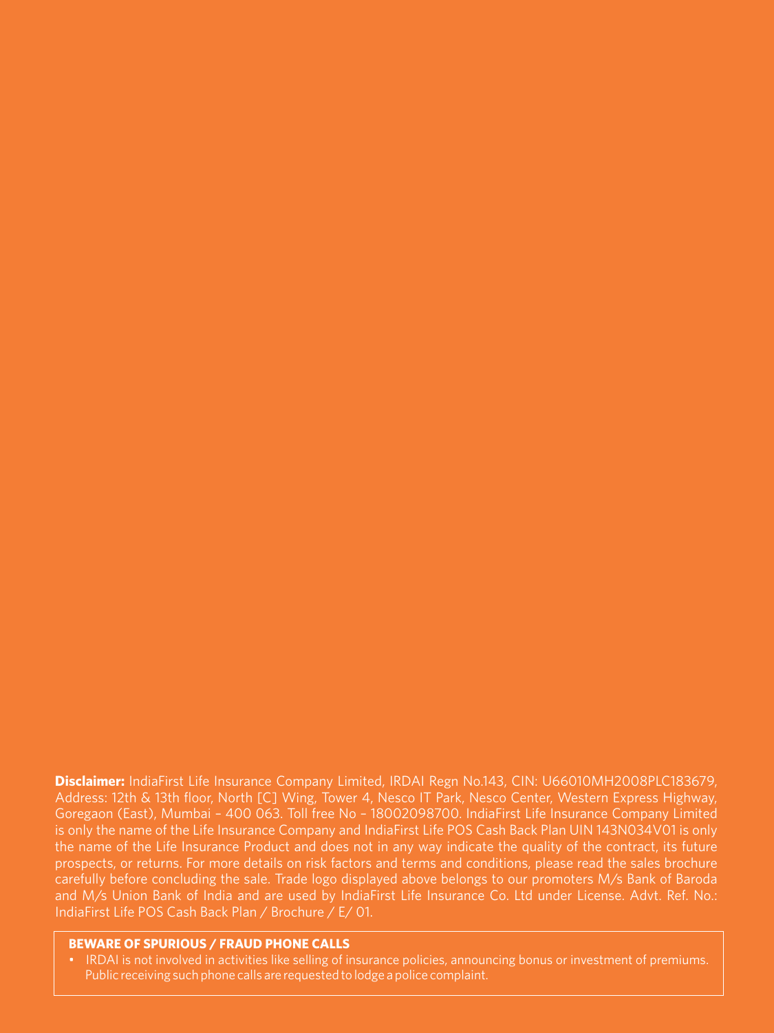**Disclaimer:** IndiaFirst Life Insurance Company Limited, IRDAI Regn No.143, CIN: U66010MH2008PLC183679, Address: 12th & 13th floor, North [C] Wing, Tower 4, Nesco IT Park, Nesco Center, Western Express Highway, Goregaon (East), Mumbai – 400 063. Toll free No – 18002098700. IndiaFirst Life Insurance Company Limited is only the name of the Life Insurance Company and IndiaFirst Life POS Cash Back Plan UIN 143N034V01 is only the name of the Life Insurance Product and does not in any way indicate the quality of the contract, its future prospects, or returns. For more details on risk factors and terms and conditions, please read the sales brochure carefully before concluding the sale. Trade logo displayed above belongs to our promoters M/s Bank of Baroda and M/s Union Bank of India and are used by IndiaFirst Life Insurance Co. Ltd under License. Advt. Ref. No.: IndiaFirst Life POS Cash Back Plan / Brochure / E/ 01.

**BEWARE OF SPURIOUS / FRAUD PHONE CALLS**

- IRDAI is not involved in activities like selling of insurance policies, announcing bonus or investment of premiums. Public receiving such phone calls are requested to lodge a police complaint.